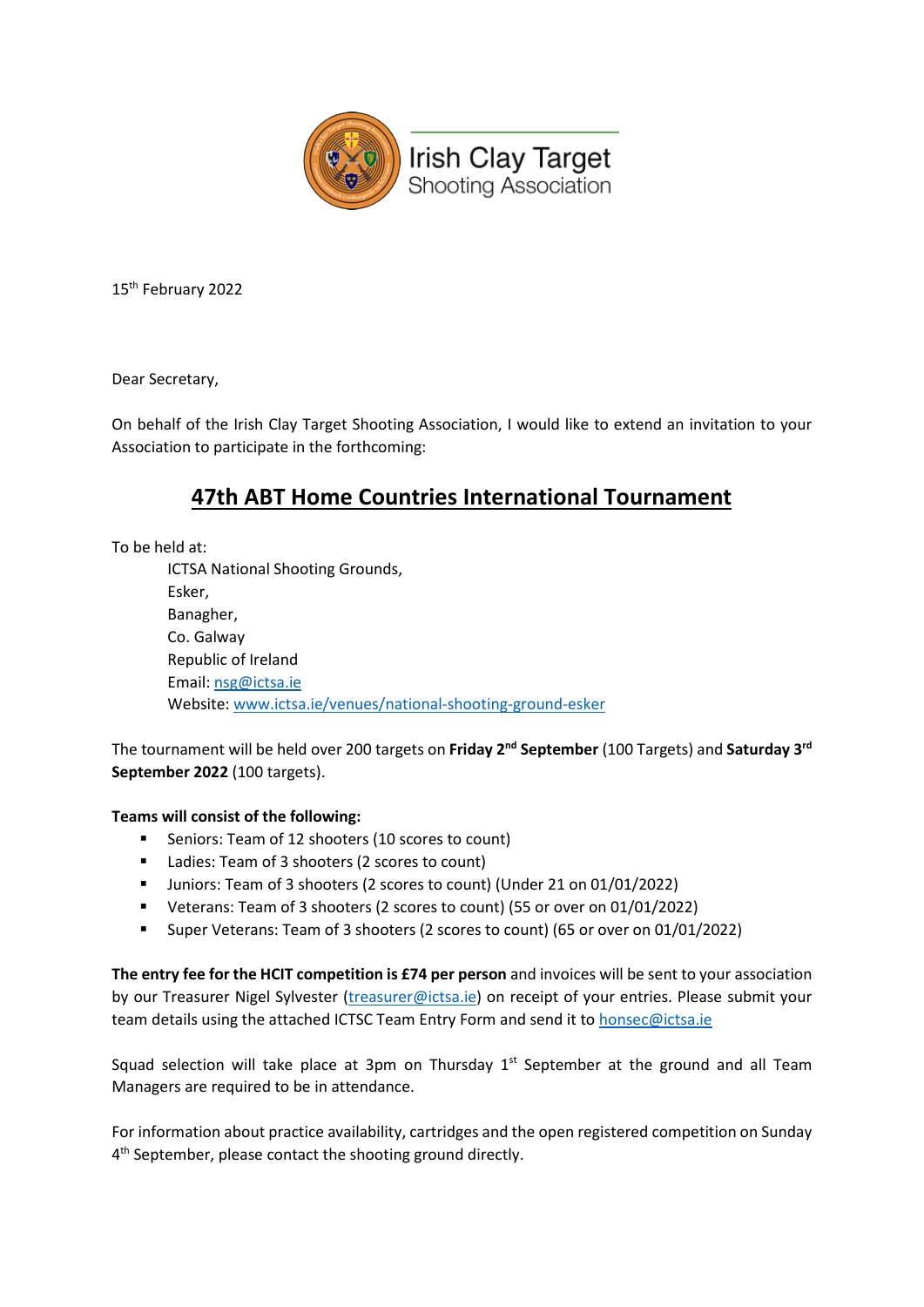Irish Clay Target Shooting Association

15th February 2022

Dear Secretary,

On behalf of the Irish Clay Target Shooting Association, I would like to extend an invitation to your Association to participate in the forthcoming:

## 47th ABT Home Countries International Tournament

To be held at:

ICTSA National Shooting Grounds,
Esker,
Banagher,
Co. Galway
Republic of Ireland
Email: nsg@ictsa.ie
Website: www.ictsa.ie/venues/national-shooting-ground-esker

The tournament will be held over 200 targets on **Friday 2nd September** (100 Targets) and **Saturday 3rd September 2022** (100 targets).

**Teams will consist of the following:**

- Seniors: Team of 12 shooters (10 scores to count)
- Ladies: Team of 3 shooters (2 scores to count)
- Juniors: Team of 3 shooters (2 scores to count) (Under 21 on 01/01/2022)
- Veterans: Team of 3 shooters (2 scores to count) (55 or over on 01/01/2022)
- Super Veterans: Team of 3 shooters (2 scores to count) (65 or over on 01/01/2022)

**The entry fee for the HCIT competition is £74 per person** and invoices will be sent to your association by our Treasurer Nigel Sylvester (treasurer@ictsa.ie) on receipt of your entries. Please submit your team details using the attached ICTSC Team Entry Form and send it to honsec@ictsa.ie

Squad selection will take place at 3pm on Thursday 1st September at the ground and all Team Managers are required to be in attendance.

For information about practice availability, cartridges and the open registered competition on Sunday 4th September, please contact the shooting ground directly.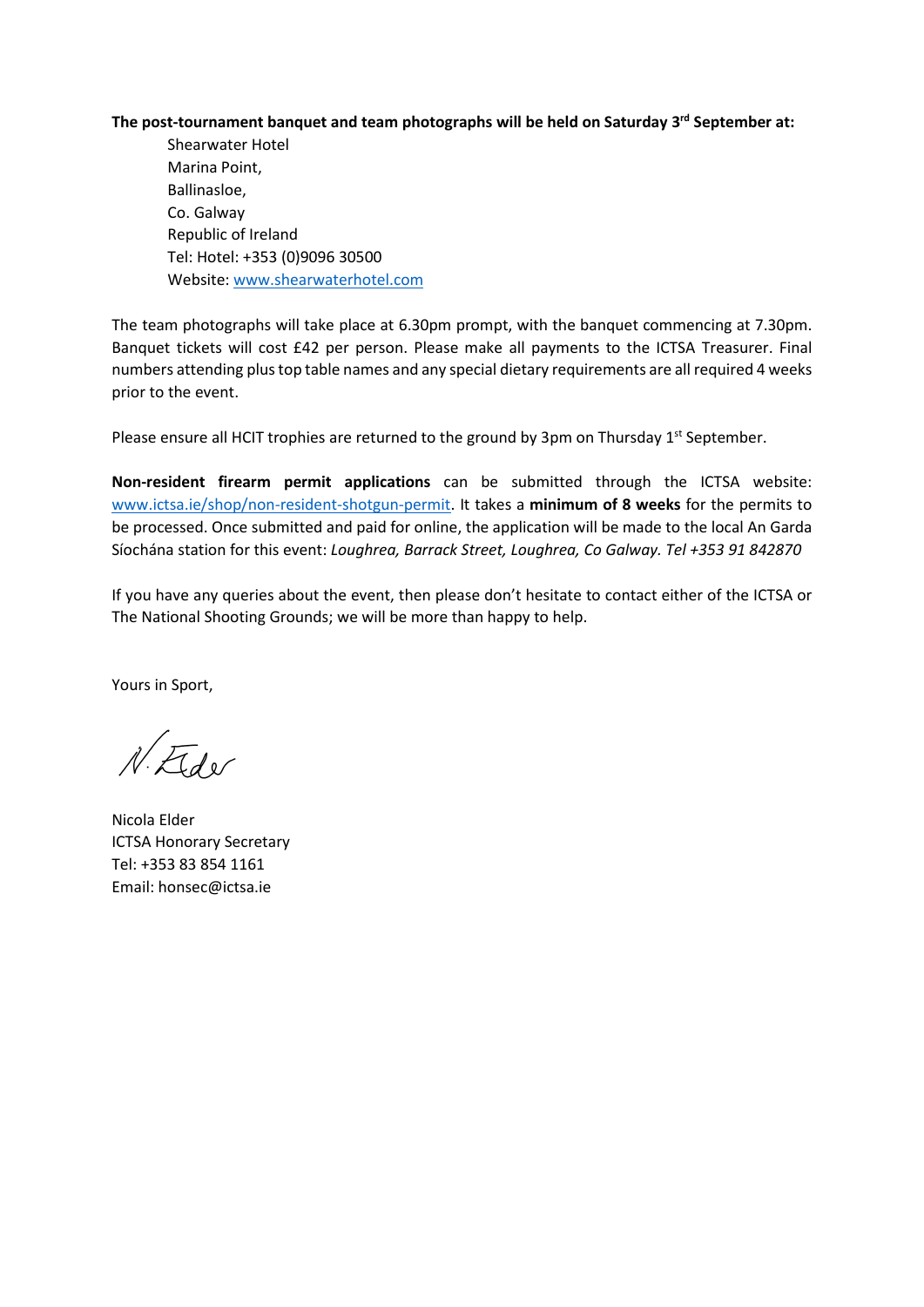**The post-tournament banquet and team photographs will be held on Saturday 3rd September at:**

Shearwater Hotel
Marina Point,
Ballinasloe,
Co. Galway
Republic of Ireland
Tel: Hotel: +353 (0)9096 30500
Website: [www.shearwaterhotel.com](http://www.shearwaterhotel.com)

The team photographs will take place at 6.30pm prompt, with the banquet commencing at 7.30pm. Banquet tickets will cost £42 per person. Please make all payments to the ICTSA Treasurer. Final numbers attending plus top table names and any special dietary requirements are all required 4 weeks prior to the event.

Please ensure all HCIT trophies are returned to the ground by 3pm on Thursday 1st September.

**Non-resident firearm permit applications** can be submitted through the ICTSA website: [www.ictsa.ie/shop/non-resident-shotgun-permit](http://www.ictsa.ie/shop/non-resident-shotgun-permit). It takes a **minimum of 8 weeks** for the permits to be processed. Once submitted and paid for online, the application will be made to the local An Garda Síochána station for this event: *Loughrea, Barrack Street, Loughrea, Co Galway. Tel +353 91 842870*

If you have any queries about the event, then please don't hesitate to contact either of the ICTSA or The National Shooting Grounds; we will be more than happy to help.

Yours in Sport,

N. Elder

Nicola Elder
ICTSA Honorary Secretary
Tel: +353 83 854 1161
Email: honsec@ictsa.ie